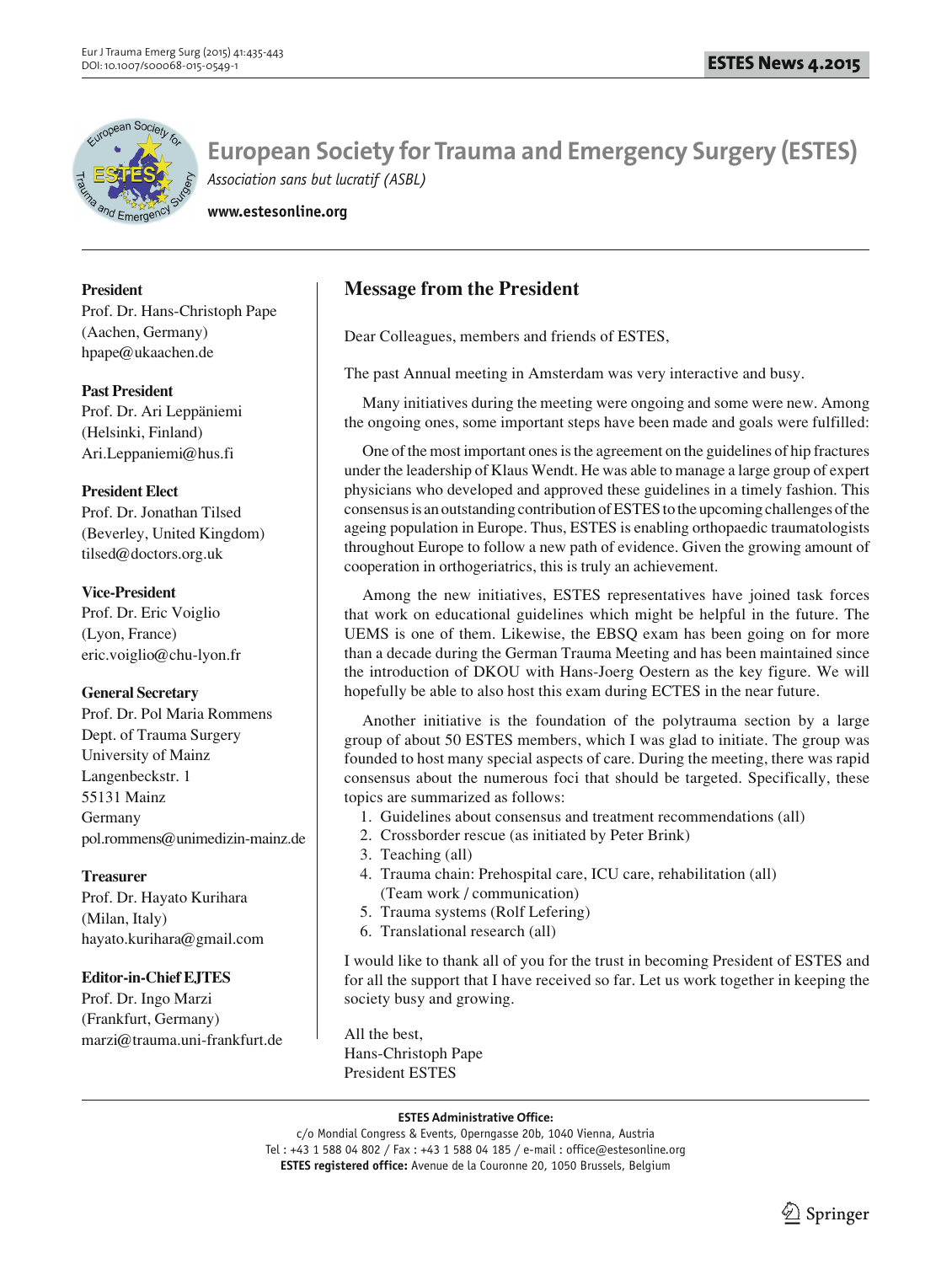# European Society for Trauma and Emergency Surgery (ESTES)

*Association sans but lucratif (ASBL)*

**www.estesonline.org**

**President**
Prof. Dr. Hans-Christoph Pape
(Aachen, Germany)
hpape@ukaachen.de

**Past President**
Prof. Dr. Ari Leppäniemi
(Helsinki, Finland)
Ari.Leppaniemi@hus.fi

**President Elect**
Prof. Dr. Jonathan Tilsed
(Beverley, United Kingdom)
tilsed@doctors.org.uk

**Vice-President**
Prof. Dr. Eric Voiglio
(Lyon, France)
eric.voiglio@chu-lyon.fr

**General Secretary**
Prof. Dr. Pol Maria Rommens
Dept. of Trauma Surgery
University of Mainz
Langenbeckstr. 1
55131 Mainz
Germany
pol.rommens@unimedizin-mainz.de

**Treasurer**
Prof. Dr. Hayato Kurihara
(Milan, Italy)
hayato.kurihara@gmail.com

**Editor-in-Chief EJTES**
Prof. Dr. Ingo Marzi
(Frankfurt, Germany)
marzi@trauma.uni-frankfurt.de

## Message from the President

Dear Colleagues, members and friends of ESTES,

The past Annual meeting in Amsterdam was very interactive and busy.

Many initiatives during the meeting were ongoing and some were new. Among the ongoing ones, some important steps have been made and goals were fulfilled:

One of the most important ones is the agreement on the guidelines of hip fractures under the leadership of Klaus Wendt. He was able to manage a large group of expert physicians who developed and approved these guidelines in a timely fashion. This consensus is an outstanding contribution of ESTES to the upcoming challenges of the ageing population in Europe. Thus, ESTES is enabling orthopaedic traumatologists throughout Europe to follow a new path of evidence. Given the growing amount of cooperation in orthogeriatrics, this is truly an achievement.

Among the new initiatives, ESTES representatives have joined task forces that work on educational guidelines which might be helpful in the future. The UEMS is one of them. Likewise, the EBSQ exam has been going on for more than a decade during the German Trauma Meeting and has been maintained since the introduction of DKOU with Hans-Joerg Oestern as the key figure. We will hopefully be able to also host this exam during ECTES in the near future.

Another initiative is the foundation of the polytrauma section by a large group of about 50 ESTES members, which I was glad to initiate. The group was founded to host many special aspects of care. During the meeting, there was rapid consensus about the numerous foci that should be targeted. Specifically, these topics are summarized as follows:

1. Guidelines about consensus and treatment recommendations (all)
2. Crossborder rescue (as initiated by Peter Brink)
3. Teaching (all)
4. Trauma chain: Prehospital care, ICU care, rehabilitation (all) (Team work / communication)
5. Trauma systems (Rolf Lefering)
6. Translational research (all)

I would like to thank all of you for the trust in becoming President of ESTES and for all the support that I have received so far. Let us work together in keeping the society busy and growing.

All the best,
Hans-Christoph Pape
President ESTES

**ESTES Administrative Office:**
c/o Mondial Congress & Events, Operngasse 20b, 1040 Vienna, Austria
Tel : +43 1 588 04 802 / Fax : +43 1 588 04 185 / e-mail : office@estesonline.org
**ESTES registered office:** Avenue de la Couronne 20, 1050 Brussels, Belgium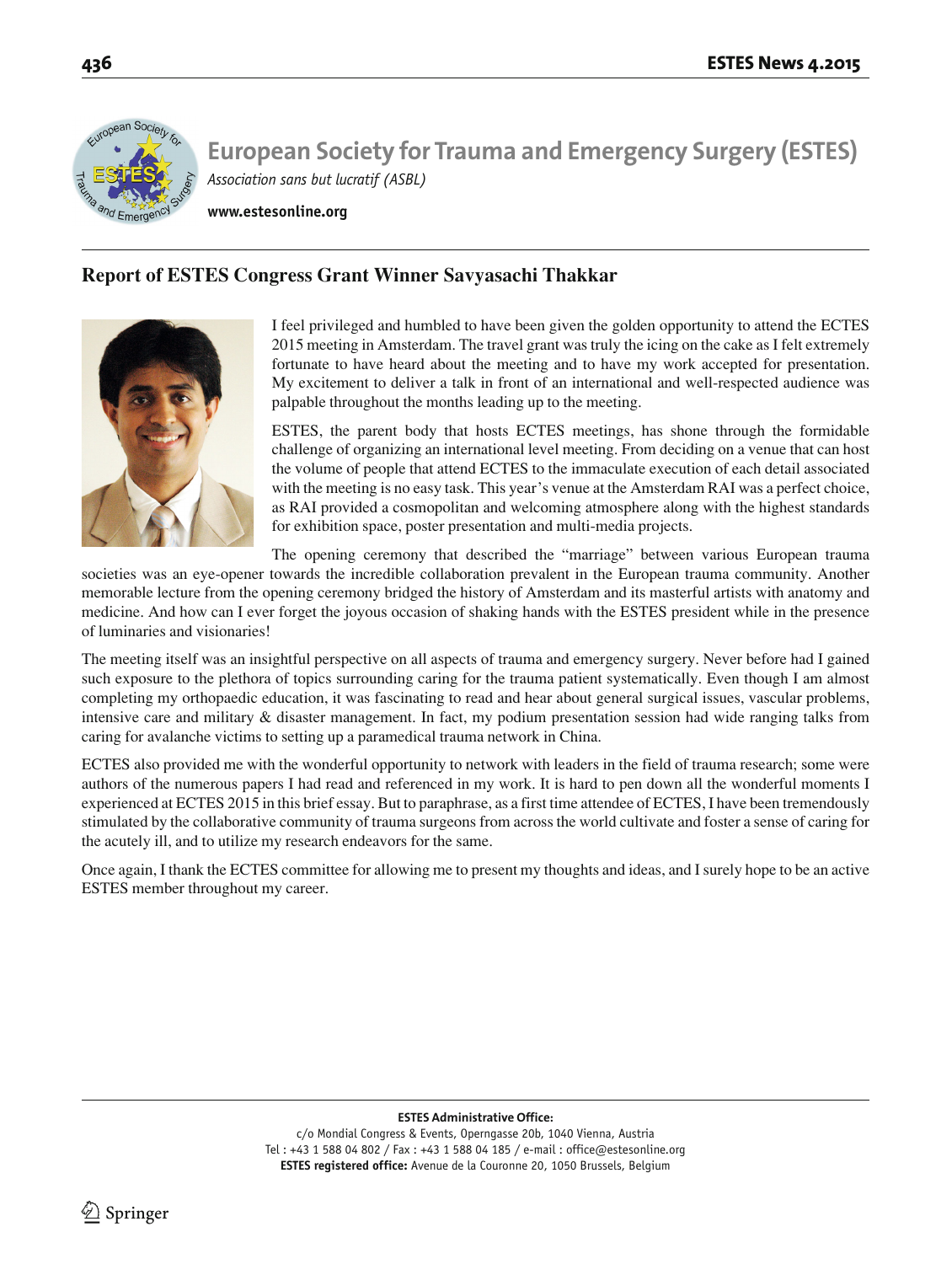# European Society for Trauma and Emergency Surgery (ESTES)

*Association sans but lucratif (ASBL)*

**www.estesonline.org**

## Report of ESTES Congress Grant Winner Savyasachi Thakkar

I feel privileged and humbled to have been given the golden opportunity to attend the ECTES 2015 meeting in Amsterdam. The travel grant was truly the icing on the cake as I felt extremely fortunate to have heard about the meeting and to have my work accepted for presentation. My excitement to deliver a talk in front of an international and well-respected audience was palpable throughout the months leading up to the meeting.

ESTES, the parent body that hosts ECTES meetings, has shone through the formidable challenge of organizing an international level meeting. From deciding on a venue that can host the volume of people that attend ECTES to the immaculate execution of each detail associated with the meeting is no easy task. This year's venue at the Amsterdam RAI was a perfect choice, as RAI provided a cosmopolitan and welcoming atmosphere along with the highest standards for exhibition space, poster presentation and multi-media projects.

The opening ceremony that described the "marriage" between various European trauma societies was an eye-opener towards the incredible collaboration prevalent in the European trauma community. Another memorable lecture from the opening ceremony bridged the history of Amsterdam and its masterful artists with anatomy and medicine. And how can I ever forget the joyous occasion of shaking hands with the ESTES president while in the presence of luminaries and visionaries!

The meeting itself was an insightful perspective on all aspects of trauma and emergency surgery. Never before had I gained such exposure to the plethora of topics surrounding caring for the trauma patient systematically. Even though I am almost completing my orthopaedic education, it was fascinating to read and hear about general surgical issues, vascular problems, intensive care and military & disaster management. In fact, my podium presentation session had wide ranging talks from caring for avalanche victims to setting up a paramedical trauma network in China.

ECTES also provided me with the wonderful opportunity to network with leaders in the field of trauma research; some were authors of the numerous papers I had read and referenced in my work. It is hard to pen down all the wonderful moments I experienced at ECTES 2015 in this brief essay. But to paraphrase, as a first time attendee of ECTES, I have been tremendously stimulated by the collaborative community of trauma surgeons from across the world cultivate and foster a sense of caring for the acutely ill, and to utilize my research endeavors for the same.

Once again, I thank the ECTES committee for allowing me to present my thoughts and ideas, and I surely hope to be an active ESTES member throughout my career.

---

**ESTES Administrative Office:**
c/o Mondial Congress & Events, Operngasse 20b, 1040 Vienna, Austria
Tel : +43 1 588 04 802 / Fax : +43 1 588 04 185 / e-mail : office@estesonline.org
**ESTES registered office:** Avenue de la Couronne 20, 1050 Brussels, Belgium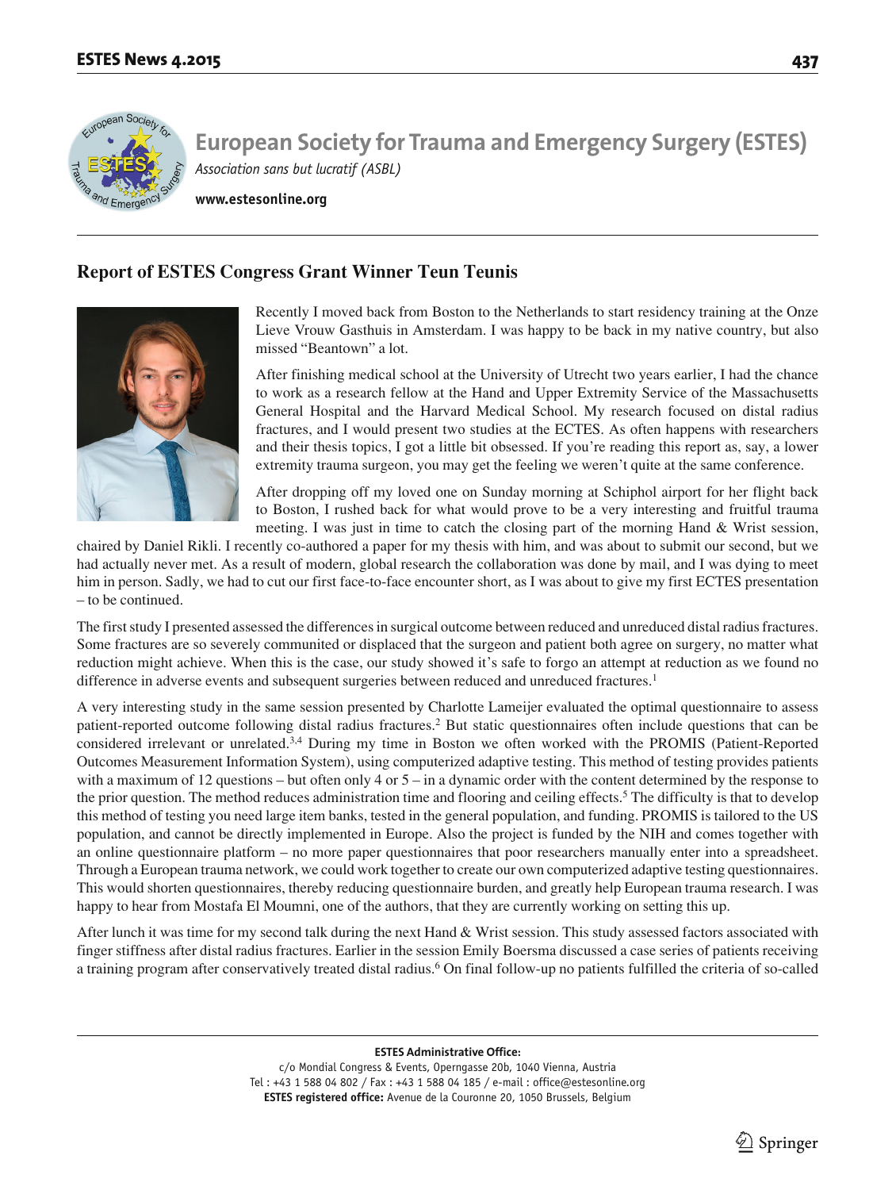# European Society for Trauma and Emergency Surgery (ESTES)

*Association sans but lucratif (ASBL)*

**www.estesonline.org**

## Report of ESTES Congress Grant Winner Teun Teunis

Recently I moved back from Boston to the Netherlands to start residency training at the Onze Lieve Vrouw Gasthuis in Amsterdam. I was happy to be back in my native country, but also missed "Beantown" a lot.

After finishing medical school at the University of Utrecht two years earlier, I had the chance to work as a research fellow at the Hand and Upper Extremity Service of the Massachusetts General Hospital and the Harvard Medical School. My research focused on distal radius fractures, and I would present two studies at the ECTES. As often happens with researchers and their thesis topics, I got a little bit obsessed. If you're reading this report as, say, a lower extremity trauma surgeon, you may get the feeling we weren't quite at the same conference.

After dropping off my loved one on Sunday morning at Schiphol airport for her flight back to Boston, I rushed back for what would prove to be a very interesting and fruitful trauma meeting. I was just in time to catch the closing part of the morning Hand & Wrist session, chaired by Daniel Rikli. I recently co-authored a paper for my thesis with him, and was about to submit our second, but we had actually never met. As a result of modern, global research the collaboration was done by mail, and I was dying to meet him in person. Sadly, we had to cut our first face-to-face encounter short, as I was about to give my first ECTES presentation – to be continued.

The first study I presented assessed the differences in surgical outcome between reduced and unreduced distal radius fractures. Some fractures are so severely communited or displaced that the surgeon and patient both agree on surgery, no matter what reduction might achieve. When this is the case, our study showed it's safe to forgo an attempt at reduction as we found no difference in adverse events and subsequent surgeries between reduced and unreduced fractures.[1]

A very interesting study in the same session presented by Charlotte Lameijer evaluated the optimal questionnaire to assess patient-reported outcome following distal radius fractures.[2] But static questionnaires often include questions that can be considered irrelevant or unrelated.[3,4] During my time in Boston we often worked with the PROMIS (Patient-Reported Outcomes Measurement Information System), using computerized adaptive testing. This method of testing provides patients with a maximum of 12 questions – but often only 4 or 5 – in a dynamic order with the content determined by the response to the prior question. The method reduces administration time and flooring and ceiling effects.[5] The difficulty is that to develop this method of testing you need large item banks, tested in the general population, and funding. PROMIS is tailored to the US population, and cannot be directly implemented in Europe. Also the project is funded by the NIH and comes together with an online questionnaire platform – no more paper questionnaires that poor researchers manually enter into a spreadsheet. Through a European trauma network, we could work together to create our own computerized adaptive testing questionnaires. This would shorten questionnaires, thereby reducing questionnaire burden, and greatly help European trauma research. I was happy to hear from Mostafa El Moumni, one of the authors, that they are currently working on setting this up.

After lunch it was time for my second talk during the next Hand & Wrist session. This study assessed factors associated with finger stiffness after distal radius fractures. Earlier in the session Emily Boersma discussed a case series of patients receiving a training program after conservatively treated distal radius.[6] On final follow-up no patients fulfilled the criteria of so-called

**ESTES Administrative Office:**
c/o Mondial Congress & Events, Operngasse 20b, 1040 Vienna, Austria
Tel : +43 1 588 04 802 / Fax : +43 1 588 04 185 / e-mail : office@estesonline.org
**ESTES registered office:** Avenue de la Couronne 20, 1050 Brussels, Belgium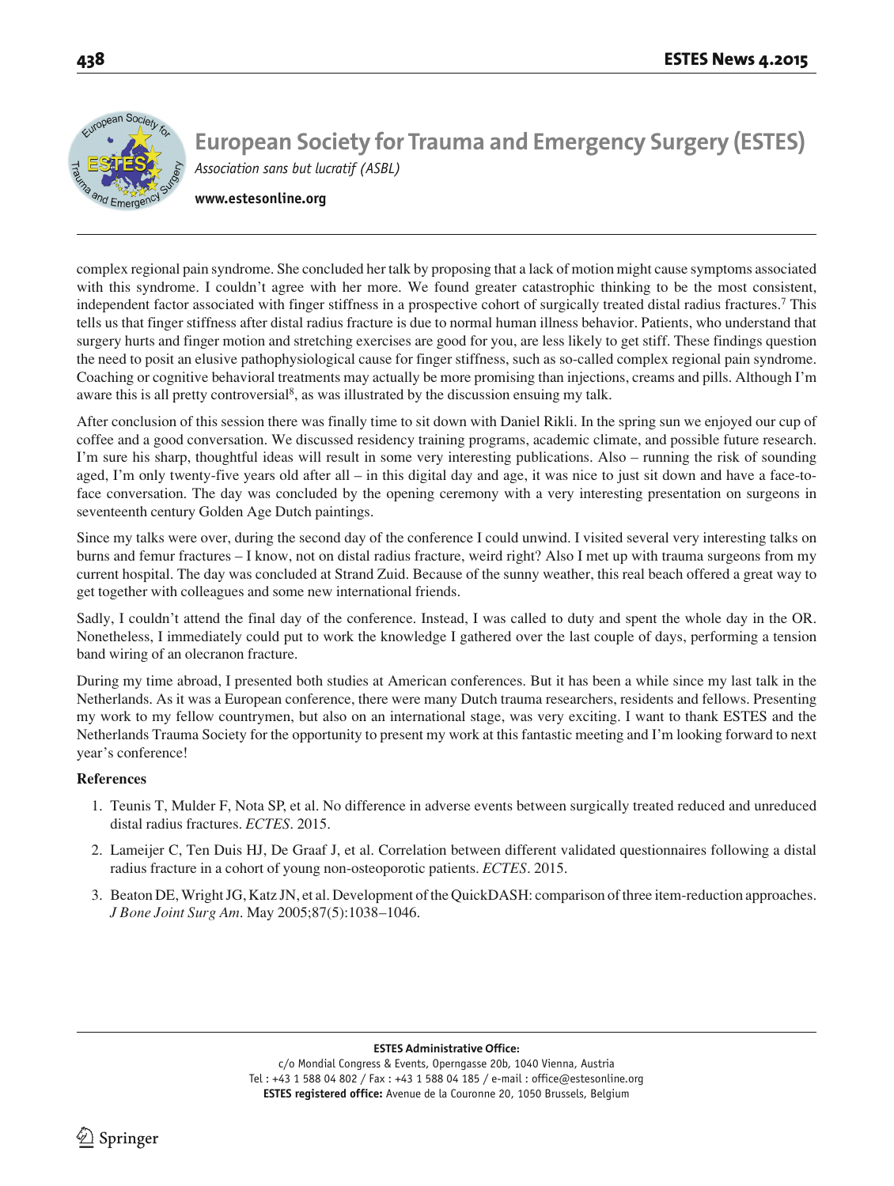complex regional pain syndrome. She concluded her talk by proposing that a lack of motion might cause symptoms associated with this syndrome. I couldn't agree with her more. We found greater catastrophic thinking to be the most consistent, independent factor associated with finger stiffness in a prospective cohort of surgically treated distal radius fractures.[7] This tells us that finger stiffness after distal radius fracture is due to normal human illness behavior. Patients, who understand that surgery hurts and finger motion and stretching exercises are good for you, are less likely to get stiff. These findings question the need to posit an elusive pathophysiological cause for finger stiffness, such as so-called complex regional pain syndrome. Coaching or cognitive behavioral treatments may actually be more promising than injections, creams and pills. Although I'm aware this is all pretty controversial[8], as was illustrated by the discussion ensuing my talk.

After conclusion of this session there was finally time to sit down with Daniel Rikli. In the spring sun we enjoyed our cup of coffee and a good conversation. We discussed residency training programs, academic climate, and possible future research. I'm sure his sharp, thoughtful ideas will result in some very interesting publications. Also – running the risk of sounding aged, I'm only twenty-five years old after all – in this digital day and age, it was nice to just sit down and have a face-to-face conversation. The day was concluded by the opening ceremony with a very interesting presentation on surgeons in seventeenth century Golden Age Dutch paintings.

Since my talks were over, during the second day of the conference I could unwind. I visited several very interesting talks on burns and femur fractures – I know, not on distal radius fracture, weird right? Also I met up with trauma surgeons from my current hospital. The day was concluded at Strand Zuid. Because of the sunny weather, this real beach offered a great way to get together with colleagues and some new international friends.

Sadly, I couldn't attend the final day of the conference. Instead, I was called to duty and spent the whole day in the OR. Nonetheless, I immediately could put to work the knowledge I gathered over the last couple of days, performing a tension band wiring of an olecranon fracture.

During my time abroad, I presented both studies at American conferences. But it has been a while since my last talk in the Netherlands. As it was a European conference, there were many Dutch trauma researchers, residents and fellows. Presenting my work to my fellow countrymen, but also on an international stage, was very exciting. I want to thank ESTES and the Netherlands Trauma Society for the opportunity to present my work at this fantastic meeting and I'm looking forward to next year's conference!

**References**

1. Teunis T, Mulder F, Nota SP, et al. No difference in adverse events between surgically treated reduced and unreduced distal radius fractures. *ECTES*. 2015.
2. Lameijer C, Ten Duis HJ, De Graaf J, et al. Correlation between different validated questionnaires following a distal radius fracture in a cohort of young non-osteoporotic patients. *ECTES*. 2015.
3. Beaton DE, Wright JG, Katz JN, et al. Development of the QuickDASH: comparison of three item-reduction approaches. *J Bone Joint Surg Am*. May 2005;87(5):1038–1046.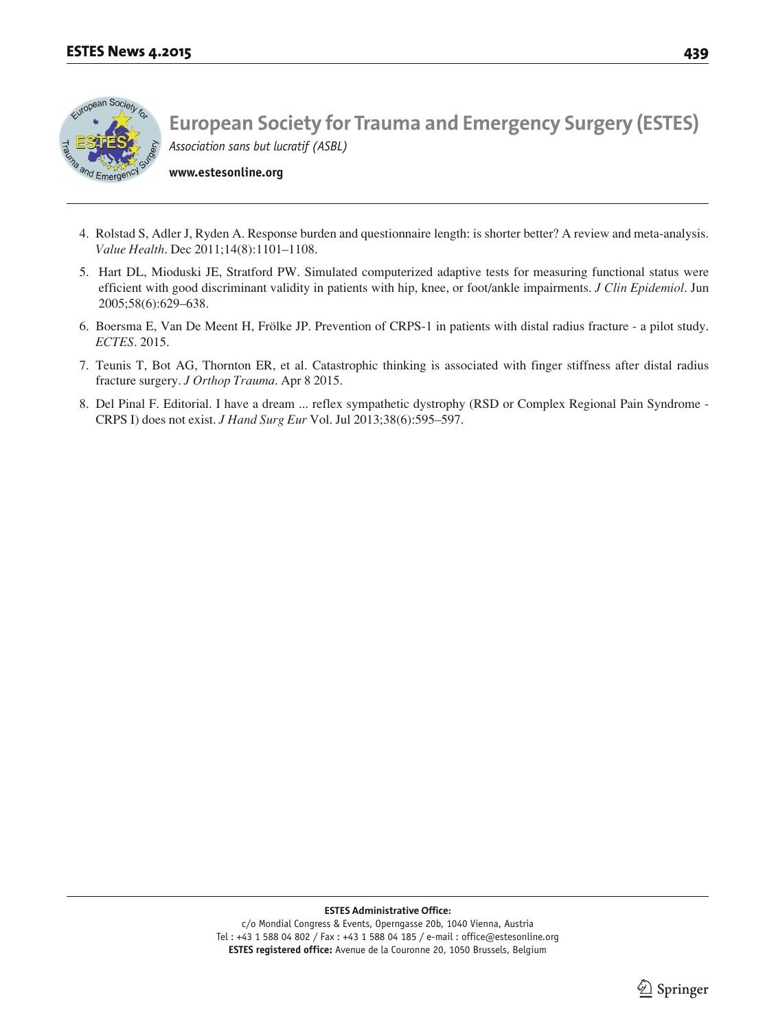4. Rolstad S, Adler J, Ryden A. Response burden and questionnaire length: is shorter better? A review and meta-analysis. *Value Health*. Dec 2011;14(8):1101–1108.
5. Hart DL, Mioduski JE, Stratford PW. Simulated computerized adaptive tests for measuring functional status were efficient with good discriminant validity in patients with hip, knee, or foot/ankle impairments. *J Clin Epidemiol*. Jun 2005;58(6):629–638.
6. Boersma E, Van De Meent H, Frölke JP. Prevention of CRPS-1 in patients with distal radius fracture - a pilot study. *ECTES*. 2015.
7. Teunis T, Bot AG, Thornton ER, et al. Catastrophic thinking is associated with finger stiffness after distal radius fracture surgery. *J Orthop Trauma*. Apr 8 2015.
8. Del Pinal F. Editorial. I have a dream ... reflex sympathetic dystrophy (RSD or Complex Regional Pain Syndrome - CRPS I) does not exist. *J Hand Surg Eur* Vol. Jul 2013;38(6):595–597.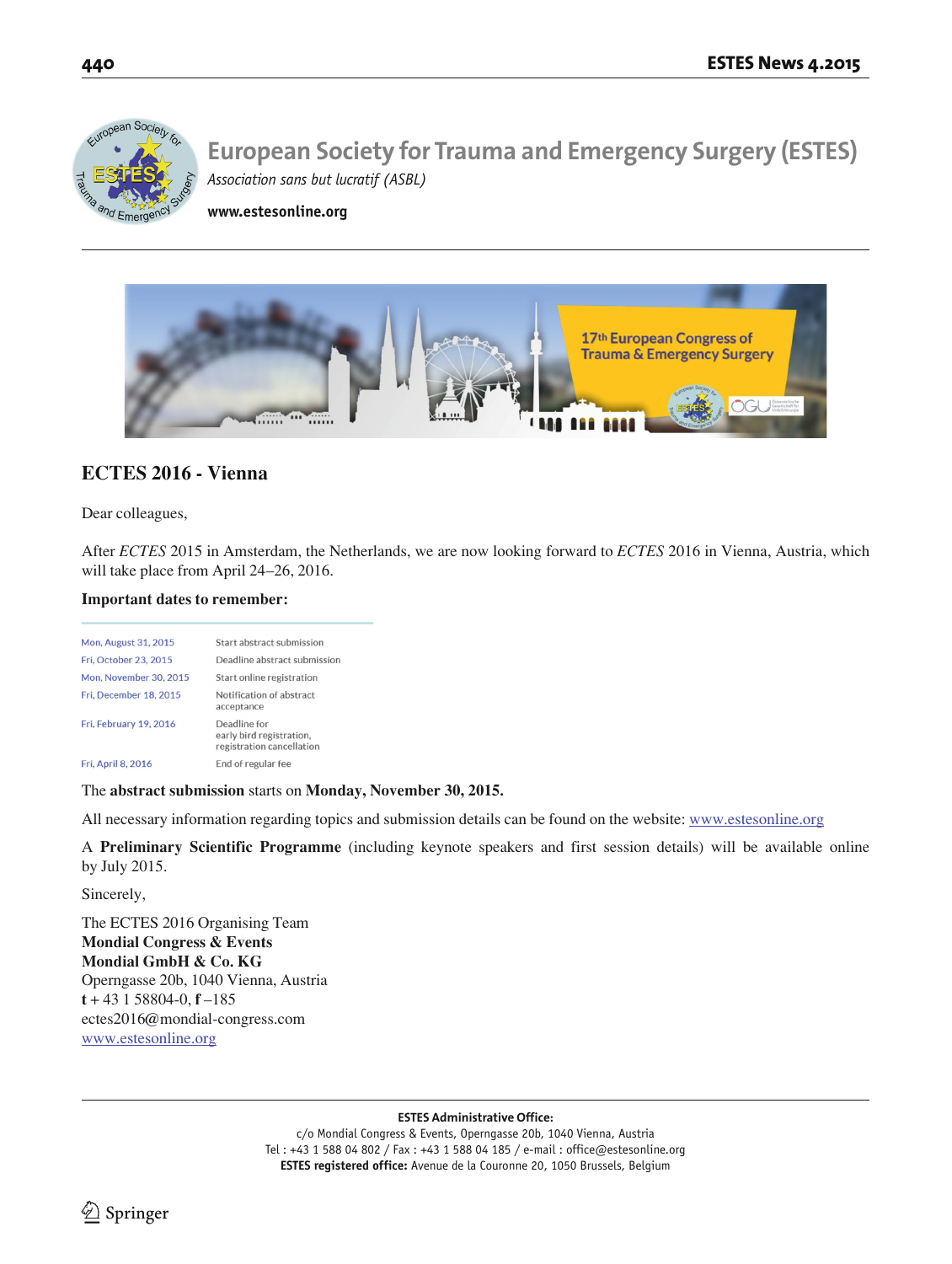# European Society for Trauma and Emergency Surgery (ESTES)

*Association sans but lucratif (ASBL)*

**www.estesonline.org**

17th European Congress of Trauma & Emergency Surgery

## ECTES 2016 - Vienna

Dear colleagues,

After *ECTES* 2015 in Amsterdam, the Netherlands, we are now looking forward to *ECTES* 2016 in Vienna, Austria, which will take place from April 24–26, 2016.

**Important dates to remember:**

| | |
|---|---|
| Mon, August 31, 2015 | Start abstract submission |
| Fri, October 23, 2015 | Deadline abstract submission |
| Mon, November 30, 2015 | Start online registration |
| Fri, December 18, 2015 | Notification of abstract acceptance |
| Fri, February 19, 2016 | Deadline for early bird registration, registration cancellation |
| Fri, April 8, 2016 | End of regular fee |

The **abstract submission** starts on **Monday, November 30, 2015.**

All necessary information regarding topics and submission details can be found on the website: www.estesonline.org

A **Preliminary Scientific Programme** (including keynote speakers and first session details) will be available online by July 2015.

Sincerely,

The ECTES 2016 Organising Team
**Mondial Congress & Events**
**Mondial GmbH & Co. KG**
Operngasse 20b, 1040 Vienna, Austria
**t** + 43 1 58804-0, **f** –185
ectes2016@mondial-congress.com
www.estesonline.org

**ESTES Administrative Office:**
c/o Mondial Congress & Events, Operngasse 20b, 1040 Vienna, Austria
Tel : +43 1 588 04 802 / Fax : +43 1 588 04 185 / e-mail : office@estesonline.org
**ESTES registered office:** Avenue de la Couronne 20, 1050 Brussels, Belgium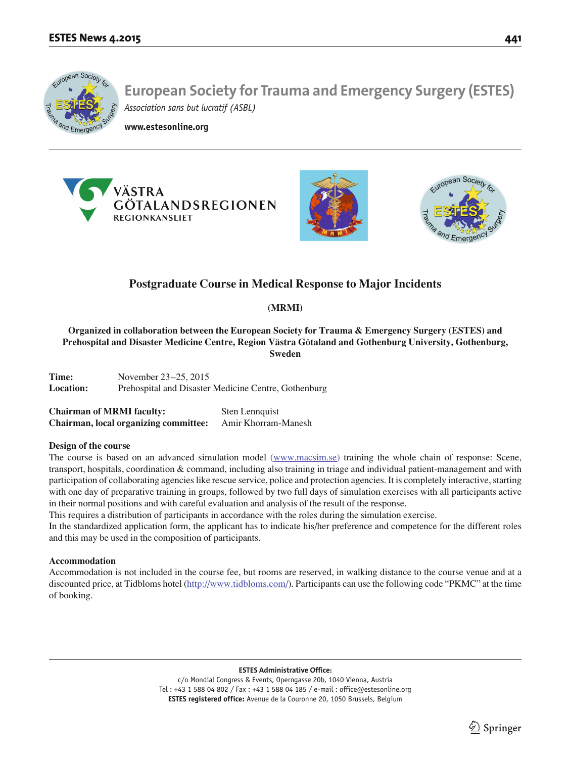# European Society for Trauma and Emergency Surgery (ESTES)

*Association sans but lucratif (ASBL)*

**www.estesonline.org**

VÄSTRA GÖTALANDSREGIONEN
REGIONKANSLIET

## Postgraduate Course in Medical Response to Major Incidents

**(MRMI)**

**Organized in collaboration between the European Society for Trauma & Emergency Surgery (ESTES) and Prehospital and Disaster Medicine Centre, Region Västra Götaland and Gothenburg University, Gothenburg, Sweden**

**Time:** November 23–25, 2015
**Location:** Prehospital and Disaster Medicine Centre, Gothenburg

**Chairman of MRMI faculty:** Sten Lennquist
**Chairman, local organizing committee:** Amir Khorram-Manesh

### Design of the course

The course is based on an advanced simulation model (www.macsim.se) training the whole chain of response: Scene, transport, hospitals, coordination & command, including also training in triage and individual patient-management and with participation of collaborating agencies like rescue service, police and protection agencies. It is completely interactive, starting with one day of preparative training in groups, followed by two full days of simulation exercises with all participants active in their normal positions and with careful evaluation and analysis of the result of the response.

This requires a distribution of participants in accordance with the roles during the simulation exercise.

In the standardized application form, the applicant has to indicate his/her preference and competence for the different roles and this may be used in the composition of participants.

### Accommodation

Accommodation is not included in the course fee, but rooms are reserved, in walking distance to the course venue and at a discounted price, at Tidbloms hotel (http://www.tidbloms.com/). Participants can use the following code "PKMC" at the time of booking.

**ESTES Administrative Office:**
c/o Mondial Congress & Events, Operngasse 20b, 1040 Vienna, Austria
Tel : +43 1 588 04 802 / Fax : +43 1 588 04 185 / e-mail : office@estesonline.org
**ESTES registered office:** Avenue de la Couronne 20, 1050 Brussels, Belgium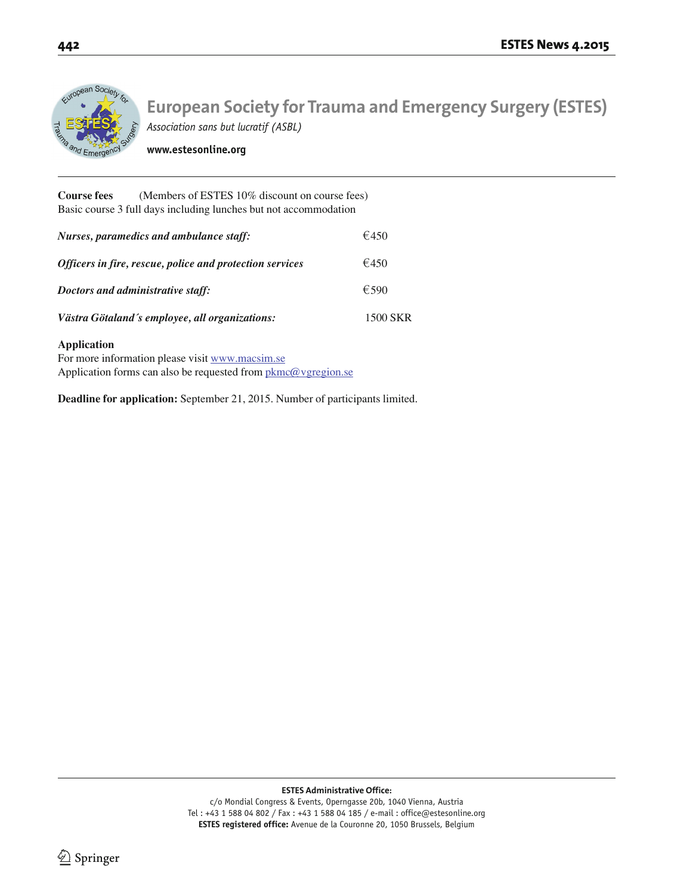# European Society for Trauma and Emergency Surgery (ESTES)

*Association sans but lucratif (ASBL)*

**www.estesonline.org**

**Course fees** (Members of ESTES 10% discount on course fees)
Basic course 3 full days including lunches but not accommodation

| | |
|---|---|
| ***Nurses, paramedics and ambulance staff:*** | €450 |
| ***Officers in fire, rescue, police and protection services*** | €450 |
| ***Doctors and administrative staff:*** | €590 |
| ***Västra Götaland´s employee, all organizations:*** | 1500 SKR |

**Application**
For more information please visit www.macsim.se
Application forms can also be requested from pkmc@vgregion.se

**Deadline for application:** September 21, 2015. Number of participants limited.

**ESTES Administrative Office:**
c/o Mondial Congress & Events, Operngasse 20b, 1040 Vienna, Austria
Tel : +43 1 588 04 802 / Fax : +43 1 588 04 185 / e-mail : office@estesonline.org
**ESTES registered office:** Avenue de la Couronne 20, 1050 Brussels, Belgium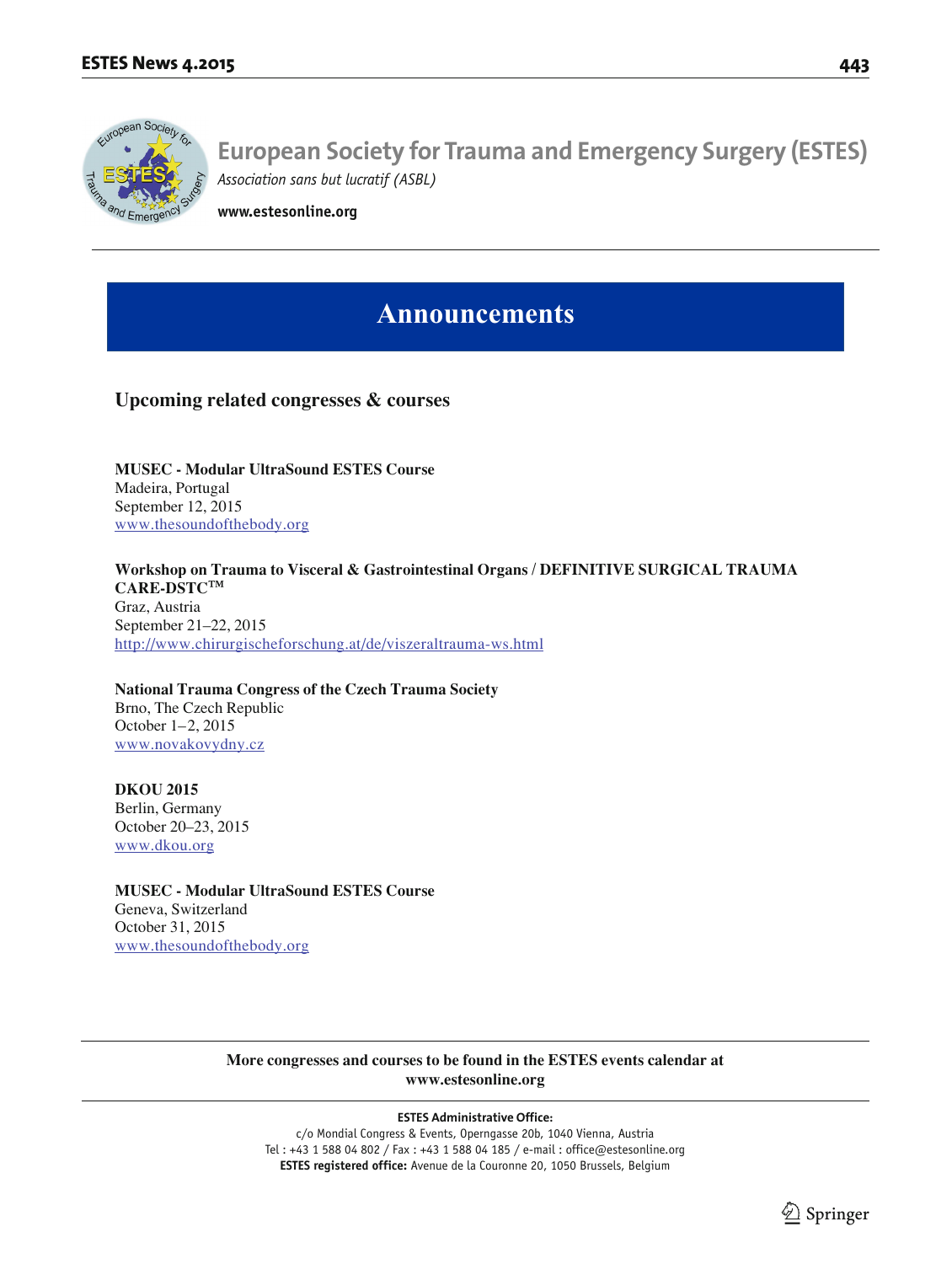# European Society for Trauma and Emergency Surgery (ESTES)

*Association sans but lucratif (ASBL)*

**www.estesonline.org**

## Announcements

### Upcoming related congresses & courses

**MUSEC - Modular UltraSound ESTES Course**
Madeira, Portugal
September 12, 2015
www.thesoundofthebody.org

**Workshop on Trauma to Visceral & Gastrointestinal Organs / DEFINITIVE SURGICAL TRAUMA CARE-DSTC™**
Graz, Austria
September 21–22, 2015
http://www.chirurgischeforschung.at/de/viszeraltrauma-ws.html

**National Trauma Congress of the Czech Trauma Society**
Brno, The Czech Republic
October 1–2, 2015
www.novakovydny.cz

**DKOU 2015**
Berlin, Germany
October 20–23, 2015
www.dkou.org

**MUSEC - Modular UltraSound ESTES Course**
Geneva, Switzerland
October 31, 2015
www.thesoundofthebody.org

**More congresses and courses to be found in the ESTES events calendar at www.estesonline.org**

**ESTES Administrative Office:**
c/o Mondial Congress & Events, Operngasse 20b, 1040 Vienna, Austria
Tel : +43 1 588 04 802 / Fax : +43 1 588 04 185 / e-mail : office@estesonline.org
**ESTES registered office:** Avenue de la Couronne 20, 1050 Brussels, Belgium